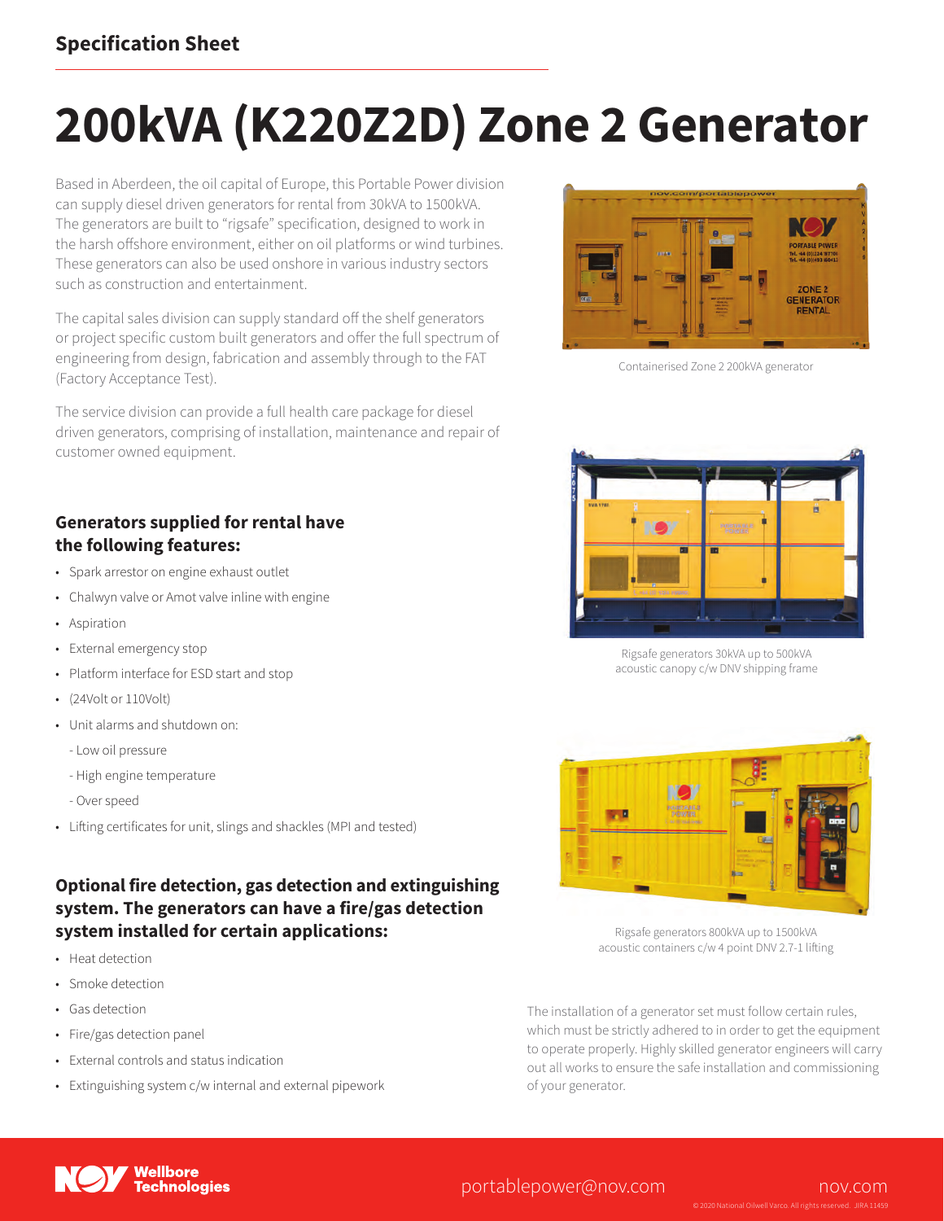Specification Sheet

# 200kVA (K220Z2D) Zone 2 Generator

Based in Aberdeen, the oil capital of Europe, this Portable Power division can supply diesel driven generators for rental from 30kVA to 1500kVA. The generators are built to "rigsafe" specification, designed to work in the harsh offshore environment, either on oil platforms or wind turbines. These generators can also be used onshore in various industry sectors such as construction and entertainment.

The capital sales division can supply standard off the shelf generators or project specific custom built generators and offer the full spectrum of engineering from design, fabrication and assembly through to the FAT (Factory Acceptance Test).

The service division can provide a full health care package for diesel driven generators, comprising of installation, maintenance and repair of customer owned equipment.

Containerised Zone 2 200kVA generator

Rigsafe generators 30kVA up to 500kVA acoustic canopy c/w DNV shipping frame

Rigsafe generators 800kVA up to 1500kVA acoustic containers c/w 4 point DNV 2.7-1 lifting

## Generators supplied for rental have the following features:

- Spark arrestor on engine exhaust outlet
- Chalwyn valve or Amot valve inline with engine
- Aspiration
- External emergency stop
- Platform interface for ESD start and stop
- (24Volt or 110Volt)
- Unit alarms and shutdown on:
  - Low oil pressure
  - High engine temperature
  - Over speed
- Lifting certificates for unit, slings and shackles (MPI and tested)

## Optional fire detection, gas detection and extinguishing system. The generators can have a fire/gas detection system installed for certain applications:

- Heat detection
- Smoke detection
- Gas detection
- Fire/gas detection panel
- External controls and status indication
- Extinguishing system c/w internal and external pipework

The installation of a generator set must follow certain rules, which must be strictly adhered to in order to get the equipment to operate properly. Highly skilled generator engineers will carry out all works to ensure the safe installation and commissioning of your generator.

NOV Wellbore Technologies

portablepower@nov.com

nov.com

© 2020 National Oilwell Varco. All rights reserved. JIRA 11459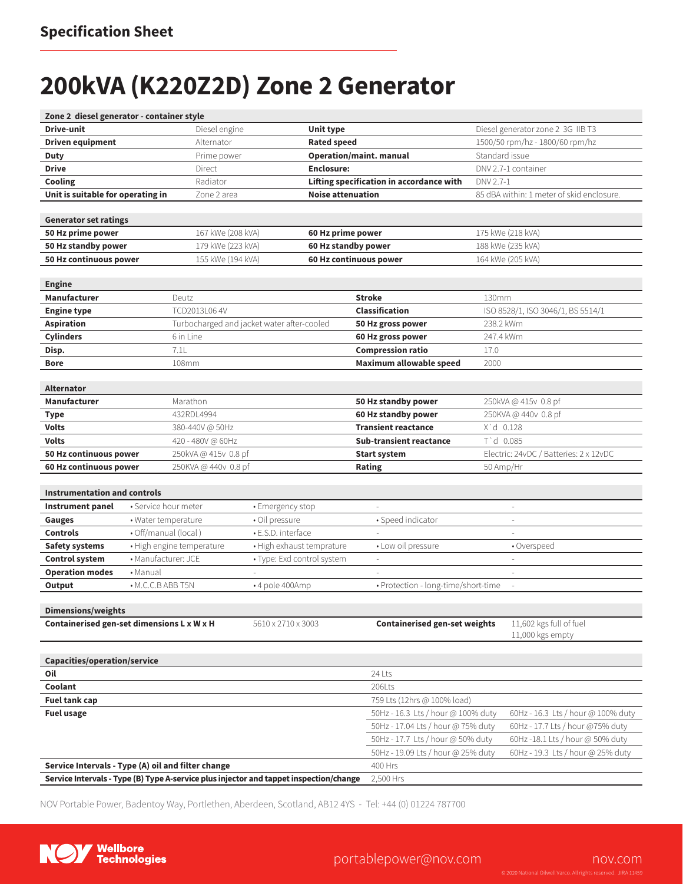## Specification Sheet

# 200kVA (K220Z2D) Zone 2 Generator

| Zone 2 diesel generator - container style | | | |
|---|---|---|---|
| **Drive-unit** | Diesel engine | **Unit type** | Diesel generator zone 2 3G IIB T3 |
| **Driven equipment** | Alternator | **Rated speed** | 1500/50 rpm/hz - 1800/60 rpm/hz |
| **Duty** | Prime power | **Operation/maint. manual** | Standard issue |
| **Drive** | Direct | **Enclosure:** | DNV 2.7-1 container |
| **Cooling** | Radiator | **Lifting specification in accordance with** | DNV 2.7-1 |
| **Unit is suitable for operating in** | Zone 2 area | **Noise attenuation** | 85 dBA within: 1 meter of skid enclosure. |

| Generator set ratings | | | |
|---|---|---|---|
| **50 Hz prime power** | 167 kWe (208 kVA) | **60 Hz prime power** | 175 kWe (218 kVA) |
| **50 Hz standby power** | 179 kWe (223 kVA) | **60 Hz standby power** | 188 kWe (235 kVA) |
| **50 Hz continuous power** | 155 kWe (194 kVA) | **60 Hz continuous power** | 164 kWe (205 kVA) |

| Engine | | | |
|---|---|---|---|
| **Manufacturer** | Deutz | **Stroke** | 130mm |
| **Engine type** | TCD2013L06 4V | **Classification** | ISO 8528/1, ISO 3046/1, BS 5514/1 |
| **Aspiration** | Turbocharged and jacket water after-cooled | **50 Hz gross power** | 238.2 kWm |
| **Cylinders** | 6 in Line | **60 Hz gross power** | 247.4 kWm |
| **Disp.** | 7.1L | **Compression ratio** | 17.0 |
| **Bore** | 108mm | **Maximum allowable speed** | 2000 |

| Alternator | | | |
|---|---|---|---|
| **Manufacturer** | Marathon | **50 Hz standby power** | 250kVA @ 415v 0.8 pf |
| **Type** | 432RDL4994 | **60 Hz standby power** | 250KVA @ 440v 0.8 pf |
| **Volts** | 380-440V @ 50Hz | **Transient reactance** | X`d 0.128 |
| **Volts** | 420 - 480V @ 60Hz | **Sub-transient reactance** | T`d 0.085 |
| **50 Hz continuous power** | 250kVA @ 415v 0.8 pf | **Start system** | Electric: 24vDC / Batteries: 2 x 12vDC |
| **60 Hz continuous power** | 250KVA @ 440v 0.8 pf | **Rating** | 50 Amp/Hr |

| Instrumentation and controls | | | | |
|---|---|---|---|---|
| **Instrument panel** | • Service hour meter | • Emergency stop | - | - |
| **Gauges** | • Water temperature | • Oil pressure | • Speed indicator | - |
| **Controls** | • Off/manual (local ) | • E.S.D. interface | - | - |
| **Safety systems** | • High engine temperature | • High exhaust temprature | • Low oil pressure | • Overspeed |
| **Control system** | • Manufacturer: JCE | • Type: Exd control system | - | - |
| **Operation modes** | • Manual | - | - | - |
| **Output** | • M.C.C.B ABB T5N | • 4 pole 400Amp | • Protection - long-time/short-time | - |

| Dimensions/weights | | | |
|---|---|---|---|
| **Containerised gen-set dimensions L x W x H** | 5610 x 2710 x 3003 | **Containerised gen-set weights** | 11,602 kgs full of fuel<br>11,000 kgs empty |

| Capacities/operation/service | | |
|---|---|---|
| **Oil** | 24 Lts | |
| **Coolant** | 206Lts | |
| **Fuel tank cap** | 759 Lts (12hrs @ 100% load) | |
| **Fuel usage** | 50Hz - 16.3 Lts / hour @ 100% duty | 60Hz - 16.3 Lts / hour @ 100% duty |
| | 50Hz - 17.04 Lts / hour @ 75% duty | 60Hz - 17.7 Lts / hour @75% duty |
| | 50Hz - 17.7 Lts / hour @ 50% duty | 60Hz -18.1 Lts / hour @ 50% duty |
| | 50Hz - 19.09 Lts / hour @ 25% duty | 60Hz - 19.3 Lts / hour @ 25% duty |
| **Service Intervals - Type (A) oil and filter change** | 400 Hrs | |
| **Service Intervals - Type (B) Type A-service plus injector and tappet inspection/change** | 2,500 Hrs | |

NOV Portable Power, Badentoy Way, Portlethen, Aberdeen, Scotland, AB12 4YS - Tel: +44 (0) 01224 787700

NOV Wellbore Technologies

portablepower@nov.com

nov.com

© 2020 National Oilwell Varco. All rights reserved. JIRA 11459